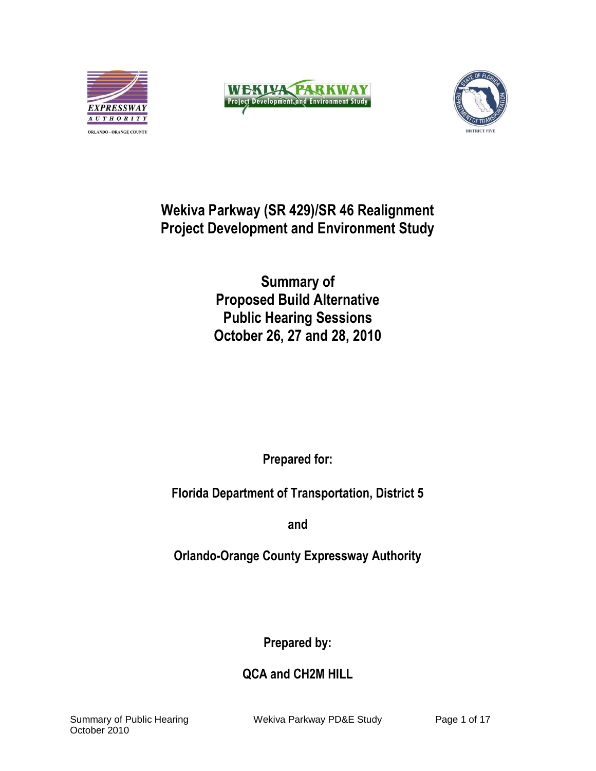# Wekiva Parkway (SR 429)/SR 46 Realignment Project Development and Environment Study

## Summary of Proposed Build Alternative Public Hearing Sessions October 26, 27 and 28, 2010

**Prepared for:**

**Florida Department of Transportation, District 5**

**and**

**Orlando-Orange County Expressway Authority**

**Prepared by:**

**QCA and CH2M HILL**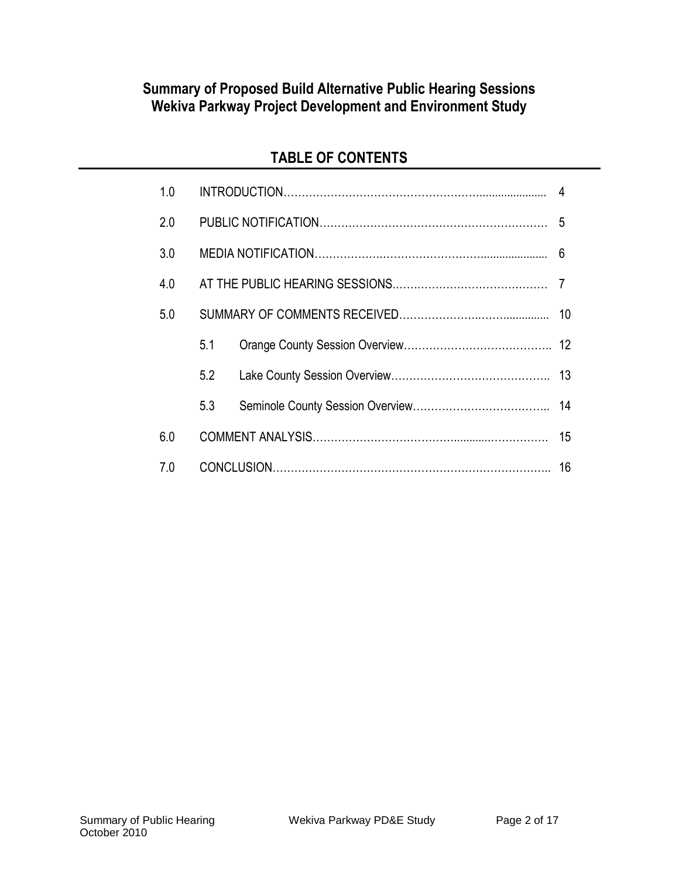# Summary of Proposed Build Alternative Public Hearing Sessions
# Wekiva Parkway Project Development and Environment Study

## TABLE OF CONTENTS

| | | | |
|---|---|---|---|
| 1.0 | INTRODUCTION | | 4 |
| 2.0 | PUBLIC NOTIFICATION | | 5 |
| 3.0 | MEDIA NOTIFICATION | | 6 |
| 4.0 | AT THE PUBLIC HEARING SESSIONS | | 7 |
| 5.0 | SUMMARY OF COMMENTS RECEIVED | | 10 |
| | 5.1 | Orange County Session Overview | 12 |
| | 5.2 | Lake County Session Overview | 13 |
| | 5.3 | Seminole County Session Overview | 14 |
| 6.0 | COMMENT ANALYSIS | | 15 |
| 7.0 | CONCLUSION | | 16 |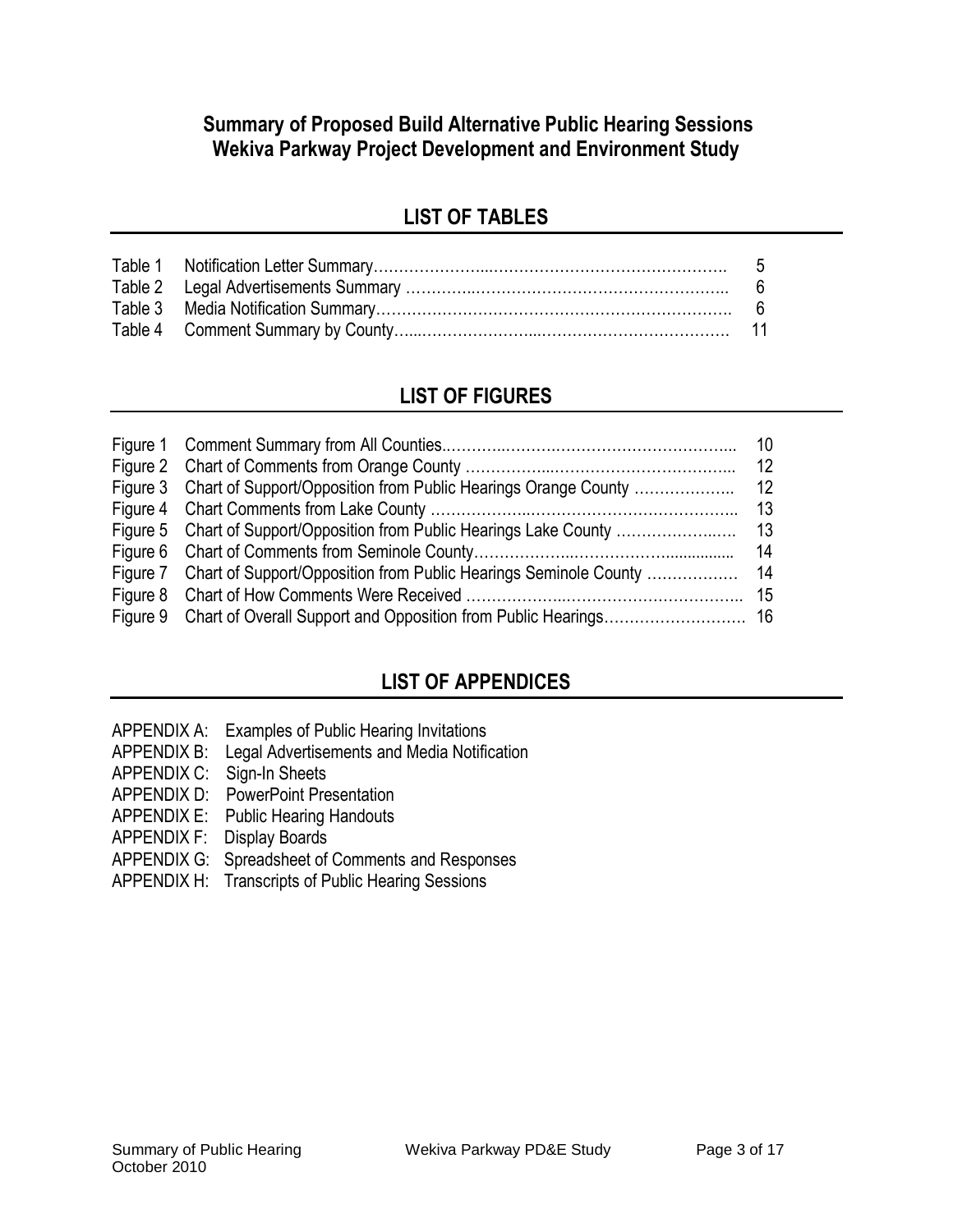# Summary of Proposed Build Alternative Public Hearing Sessions
# Wekiva Parkway Project Development and Environment Study

## LIST OF TABLES

| | | |
|---|---|---|
| Table 1 | Notification Letter Summary | 5 |
| Table 2 | Legal Advertisements Summary | 6 |
| Table 3 | Media Notification Summary | 6 |
| Table 4 | Comment Summary by County | 11 |

## LIST OF FIGURES

| | | |
|---|---|---|
| Figure 1 | Comment Summary from All Counties | 10 |
| Figure 2 | Chart of Comments from Orange County | 12 |
| Figure 3 | Chart of Support/Opposition from Public Hearings Orange County | 12 |
| Figure 4 | Chart Comments from Lake County | 13 |
| Figure 5 | Chart of Support/Opposition from Public Hearings Lake County | 13 |
| Figure 6 | Chart of Comments from Seminole County | 14 |
| Figure 7 | Chart of Support/Opposition from Public Hearings Seminole County | 14 |
| Figure 8 | Chart of How Comments Were Received | 15 |
| Figure 9 | Chart of Overall Support and Opposition from Public Hearings | 16 |

## LIST OF APPENDICES

- APPENDIX A: Examples of Public Hearing Invitations
- APPENDIX B: Legal Advertisements and Media Notification
- APPENDIX C: Sign-In Sheets
- APPENDIX D: PowerPoint Presentation
- APPENDIX E: Public Hearing Handouts
- APPENDIX F: Display Boards
- APPENDIX G: Spreadsheet of Comments and Responses
- APPENDIX H: Transcripts of Public Hearing Sessions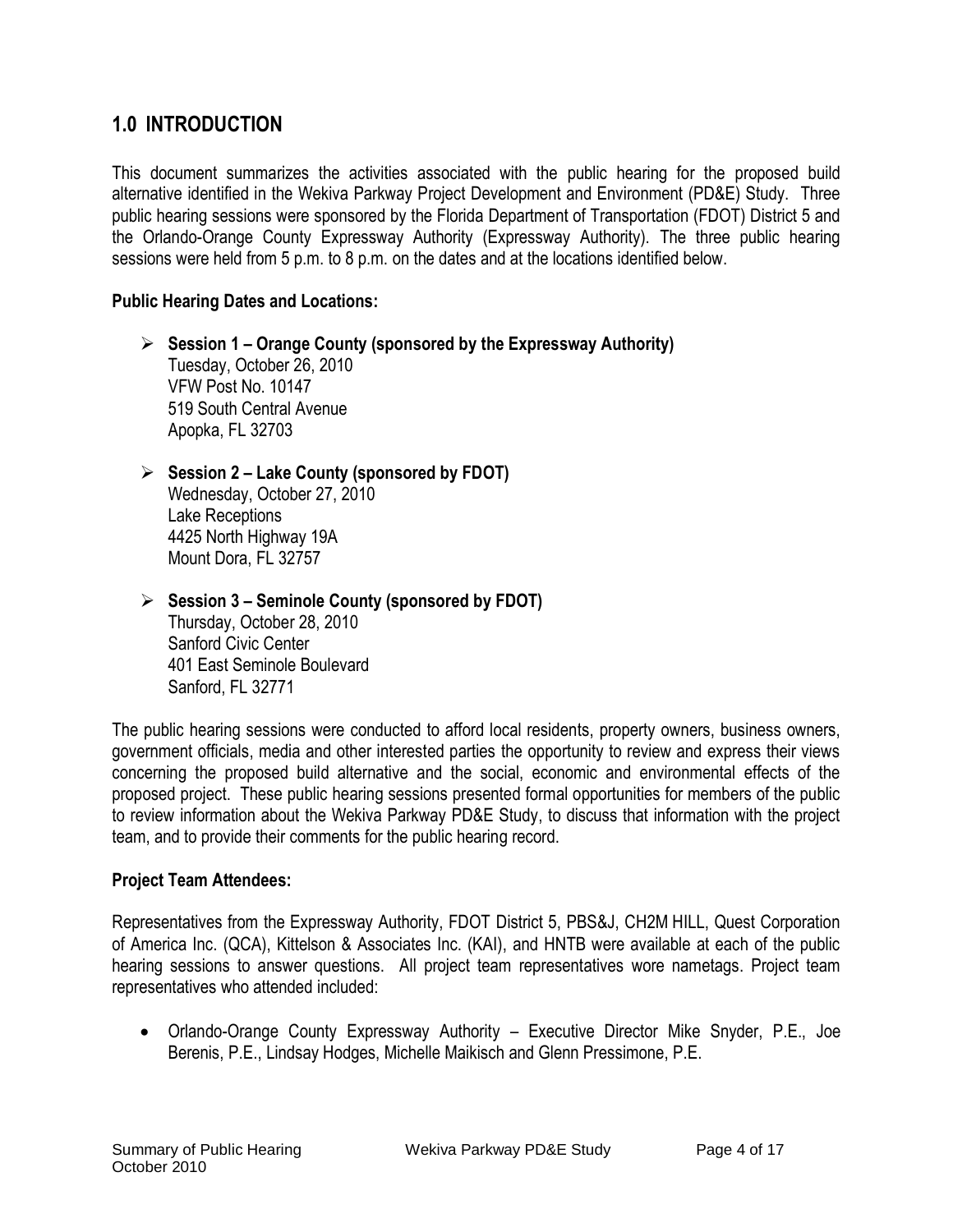## 1.0 INTRODUCTION

This document summarizes the activities associated with the public hearing for the proposed build alternative identified in the Wekiva Parkway Project Development and Environment (PD&E) Study. Three public hearing sessions were sponsored by the Florida Department of Transportation (FDOT) District 5 and the Orlando-Orange County Expressway Authority (Expressway Authority). The three public hearing sessions were held from 5 p.m. to 8 p.m. on the dates and at the locations identified below.

**Public Hearing Dates and Locations:**

- **Session 1 – Orange County (sponsored by the Expressway Authority)**
  Tuesday, October 26, 2010
  VFW Post No. 10147
  519 South Central Avenue
  Apopka, FL 32703

- **Session 2 – Lake County (sponsored by FDOT)**
  Wednesday, October 27, 2010
  Lake Receptions
  4425 North Highway 19A
  Mount Dora, FL 32757

- **Session 3 – Seminole County (sponsored by FDOT)**
  Thursday, October 28, 2010
  Sanford Civic Center
  401 East Seminole Boulevard
  Sanford, FL 32771

The public hearing sessions were conducted to afford local residents, property owners, business owners, government officials, media and other interested parties the opportunity to review and express their views concerning the proposed build alternative and the social, economic and environmental effects of the proposed project. These public hearing sessions presented formal opportunities for members of the public to review information about the Wekiva Parkway PD&E Study, to discuss that information with the project team, and to provide their comments for the public hearing record.

**Project Team Attendees:**

Representatives from the Expressway Authority, FDOT District 5, PBS&J, CH2M HILL, Quest Corporation of America Inc. (QCA), Kittelson & Associates Inc. (KAI), and HNTB were available at each of the public hearing sessions to answer questions. All project team representatives wore nametags. Project team representatives who attended included:

- Orlando-Orange County Expressway Authority – Executive Director Mike Snyder, P.E., Joe Berenis, P.E., Lindsay Hodges, Michelle Maikisch and Glenn Pressimone, P.E.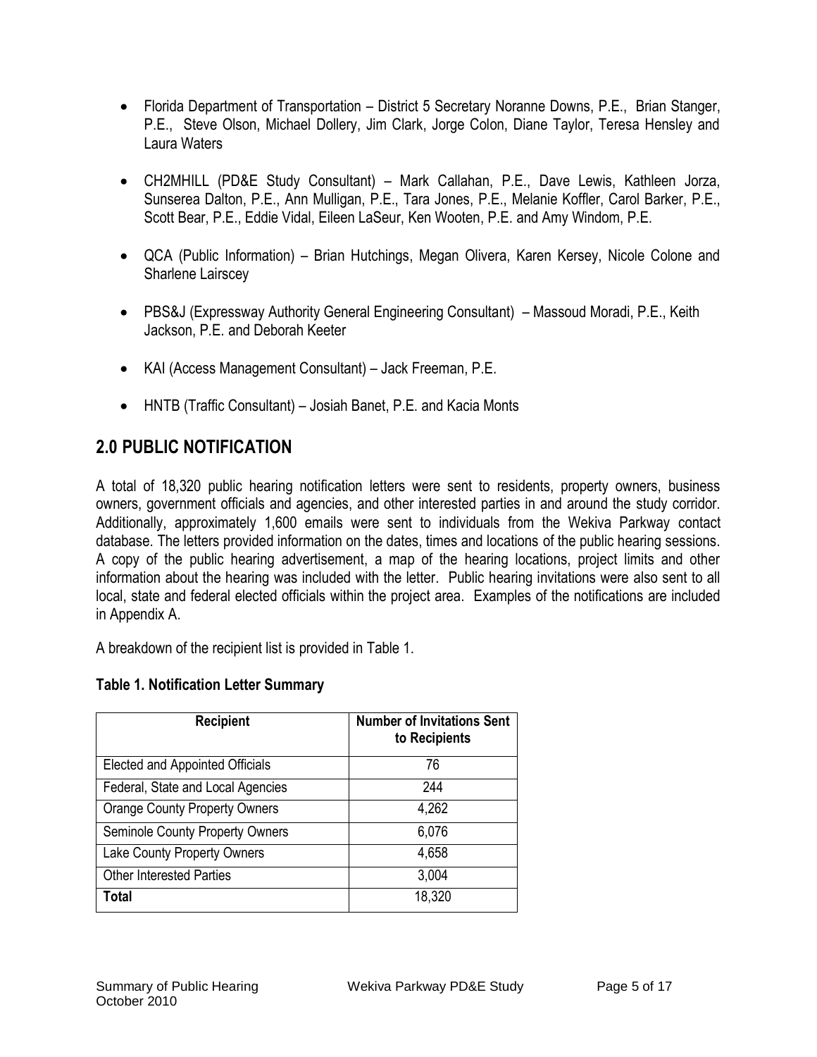- Florida Department of Transportation – District 5 Secretary Noranne Downs, P.E., Brian Stanger, P.E., Steve Olson, Michael Dollery, Jim Clark, Jorge Colon, Diane Taylor, Teresa Hensley and Laura Waters

- CH2MHILL (PD&E Study Consultant) – Mark Callahan, P.E., Dave Lewis, Kathleen Jorza, Sunserea Dalton, P.E., Ann Mulligan, P.E., Tara Jones, P.E., Melanie Koffler, Carol Barker, P.E., Scott Bear, P.E., Eddie Vidal, Eileen LaSeur, Ken Wooten, P.E. and Amy Windom, P.E.

- QCA (Public Information) – Brian Hutchings, Megan Olivera, Karen Kersey, Nicole Colone and Sharlene Lairscey

- PBS&J (Expressway Authority General Engineering Consultant) – Massoud Moradi, P.E., Keith Jackson, P.E. and Deborah Keeter

- KAI (Access Management Consultant) – Jack Freeman, P.E.

- HNTB (Traffic Consultant) – Josiah Banet, P.E. and Kacia Monts

## 2.0 PUBLIC NOTIFICATION

A total of 18,320 public hearing notification letters were sent to residents, property owners, business owners, government officials and agencies, and other interested parties in and around the study corridor. Additionally, approximately 1,600 emails were sent to individuals from the Wekiva Parkway contact database. The letters provided information on the dates, times and locations of the public hearing sessions. A copy of the public hearing advertisement, a map of the hearing locations, project limits and other information about the hearing was included with the letter. Public hearing invitations were also sent to all local, state and federal elected officials within the project area. Examples of the notifications are included in Appendix A.

A breakdown of the recipient list is provided in Table 1.

**Table 1. Notification Letter Summary**

| Recipient | Number of Invitations Sent to Recipients |
|---|---|
| Elected and Appointed Officials | 76 |
| Federal, State and Local Agencies | 244 |
| Orange County Property Owners | 4,262 |
| Seminole County Property Owners | 6,076 |
| Lake County Property Owners | 4,658 |
| Other Interested Parties | 3,004 |
| **Total** | 18,320 |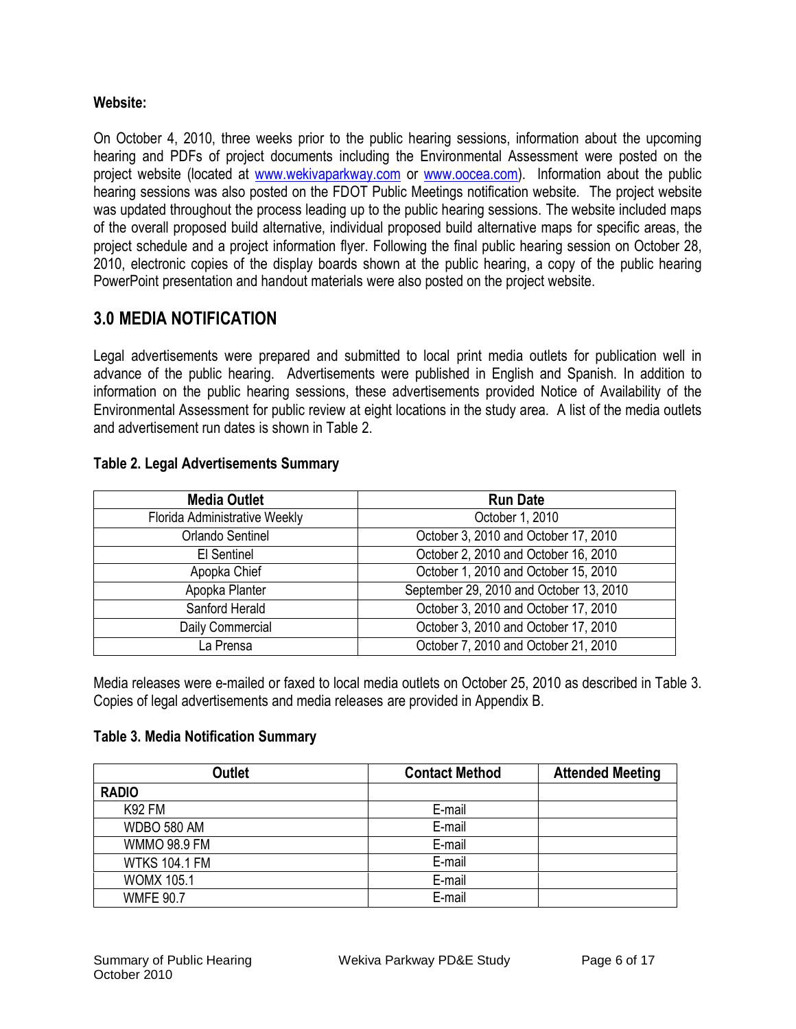**Website:**

On October 4, 2010, three weeks prior to the public hearing sessions, information about the upcoming hearing and PDFs of project documents including the Environmental Assessment were posted on the project website (located at www.wekivaparkway.com or www.oocea.com). Information about the public hearing sessions was also posted on the FDOT Public Meetings notification website. The project website was updated throughout the process leading up to the public hearing sessions. The website included maps of the overall proposed build alternative, individual proposed build alternative maps for specific areas, the project schedule and a project information flyer. Following the final public hearing session on October 28, 2010, electronic copies of the display boards shown at the public hearing, a copy of the public hearing PowerPoint presentation and handout materials were also posted on the project website.

## 3.0 MEDIA NOTIFICATION

Legal advertisements were prepared and submitted to local print media outlets for publication well in advance of the public hearing. Advertisements were published in English and Spanish. In addition to information on the public hearing sessions, these advertisements provided Notice of Availability of the Environmental Assessment for public review at eight locations in the study area. A list of the media outlets and advertisement run dates is shown in Table 2.

**Table 2. Legal Advertisements Summary**

| Media Outlet | Run Date |
|---|---|
| Florida Administrative Weekly | October 1, 2010 |
| Orlando Sentinel | October 3, 2010 and October 17, 2010 |
| El Sentinel | October 2, 2010 and October 16, 2010 |
| Apopka Chief | October 1, 2010 and October 15, 2010 |
| Apopka Planter | September 29, 2010 and October 13, 2010 |
| Sanford Herald | October 3, 2010 and October 17, 2010 |
| Daily Commercial | October 3, 2010 and October 17, 2010 |
| La Prensa | October 7, 2010 and October 21, 2010 |

Media releases were e-mailed or faxed to local media outlets on October 25, 2010 as described in Table 3. Copies of legal advertisements and media releases are provided in Appendix B.

**Table 3. Media Notification Summary**

| Outlet | Contact Method | Attended Meeting |
|---|---|---|
| **RADIO** | | |
| K92 FM | E-mail | |
| WDBO 580 AM | E-mail | |
| WMMO 98.9 FM | E-mail | |
| WTKS 104.1 FM | E-mail | |
| WOMX 105.1 | E-mail | |
| WMFE 90.7 | E-mail | |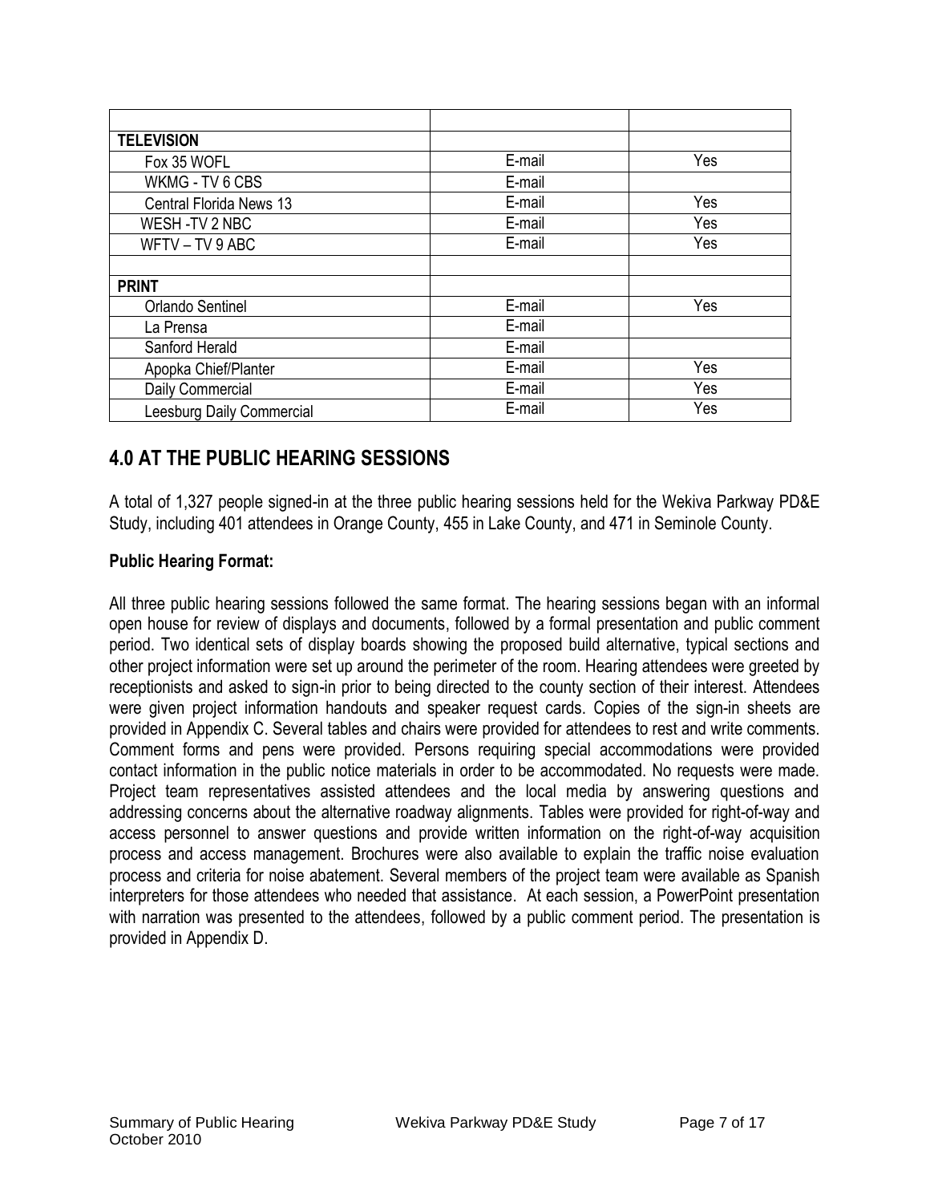| | | |
|---|---|---|
| **TELEVISION** | | |
| Fox 35 WOFL | E-mail | Yes |
| WKMG - TV 6 CBS | E-mail | |
| Central Florida News 13 | E-mail | Yes |
| WESH -TV 2 NBC | E-mail | Yes |
| WFTV – TV 9 ABC | E-mail | Yes |
| | | |
| **PRINT** | | |
| Orlando Sentinel | E-mail | Yes |
| La Prensa | E-mail | |
| Sanford Herald | E-mail | |
| Apopka Chief/Planter | E-mail | Yes |
| Daily Commercial | E-mail | Yes |
| Leesburg Daily Commercial | E-mail | Yes |

## 4.0 AT THE PUBLIC HEARING SESSIONS

A total of 1,327 people signed-in at the three public hearing sessions held for the Wekiva Parkway PD&E Study, including 401 attendees in Orange County, 455 in Lake County, and 471 in Seminole County.

**Public Hearing Format:**

All three public hearing sessions followed the same format. The hearing sessions began with an informal open house for review of displays and documents, followed by a formal presentation and public comment period. Two identical sets of display boards showing the proposed build alternative, typical sections and other project information were set up around the perimeter of the room. Hearing attendees were greeted by receptionists and asked to sign-in prior to being directed to the county section of their interest. Attendees were given project information handouts and speaker request cards. Copies of the sign-in sheets are provided in Appendix C. Several tables and chairs were provided for attendees to rest and write comments. Comment forms and pens were provided. Persons requiring special accommodations were provided contact information in the public notice materials in order to be accommodated. No requests were made. Project team representatives assisted attendees and the local media by answering questions and addressing concerns about the alternative roadway alignments. Tables were provided for right-of-way and access personnel to answer questions and provide written information on the right-of-way acquisition process and access management. Brochures were also available to explain the traffic noise evaluation process and criteria for noise abatement. Several members of the project team were available as Spanish interpreters for those attendees who needed that assistance. At each session, a PowerPoint presentation with narration was presented to the attendees, followed by a public comment period. The presentation is provided in Appendix D.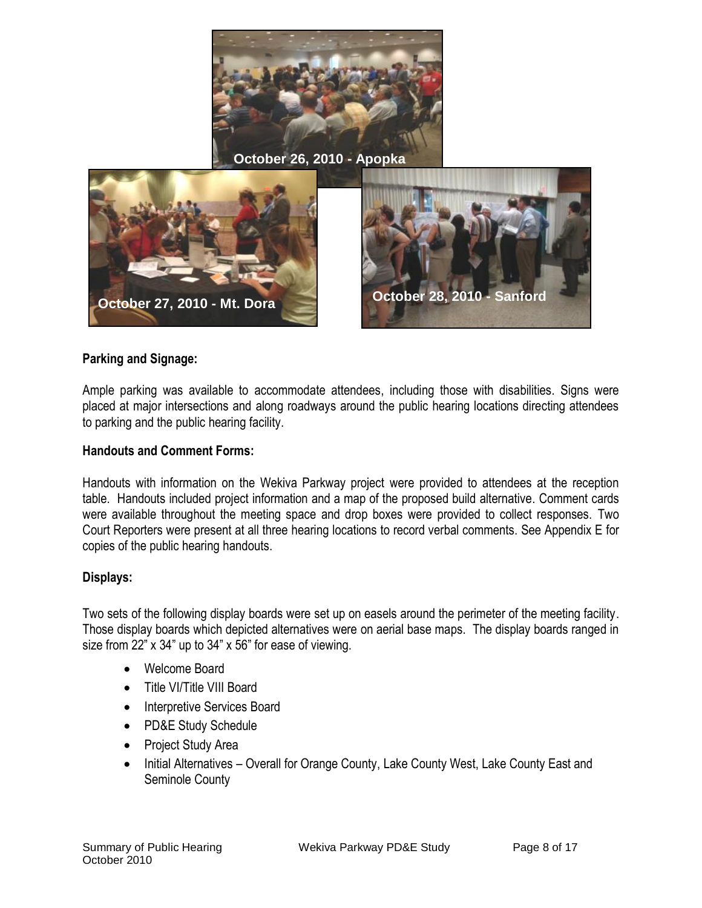October 26, 2010 - Apopka

October 27, 2010 - Mt. Dora

October 28, 2010 - Sanford

**Parking and Signage:**

Ample parking was available to accommodate attendees, including those with disabilities. Signs were placed at major intersections and along roadways around the public hearing locations directing attendees to parking and the public hearing facility.

**Handouts and Comment Forms:**

Handouts with information on the Wekiva Parkway project were provided to attendees at the reception table. Handouts included project information and a map of the proposed build alternative. Comment cards were available throughout the meeting space and drop boxes were provided to collect responses. Two Court Reporters were present at all three hearing locations to record verbal comments. See Appendix E for copies of the public hearing handouts.

**Displays:**

Two sets of the following display boards were set up on easels around the perimeter of the meeting facility. Those display boards which depicted alternatives were on aerial base maps. The display boards ranged in size from 22" x 34" up to 34" x 56" for ease of viewing.

- Welcome Board
- Title VI/Title VIII Board
- Interpretive Services Board
- PD&E Study Schedule
- Project Study Area
- Initial Alternatives – Overall for Orange County, Lake County West, Lake County East and Seminole County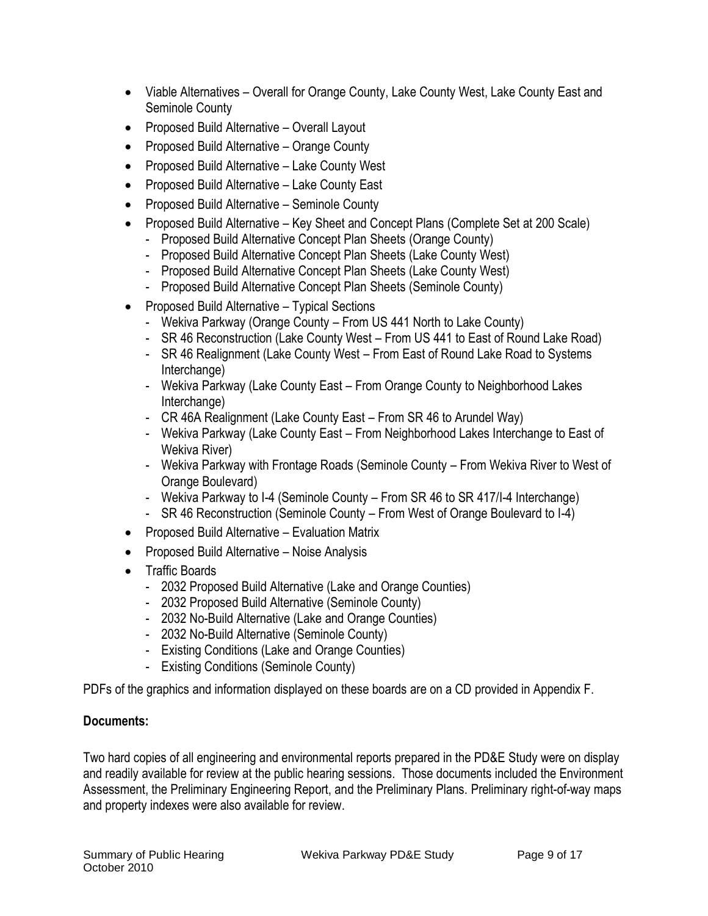- Viable Alternatives – Overall for Orange County, Lake County West, Lake County East and Seminole County
- Proposed Build Alternative – Overall Layout
- Proposed Build Alternative – Orange County
- Proposed Build Alternative – Lake County West
- Proposed Build Alternative – Lake County East
- Proposed Build Alternative – Seminole County
- Proposed Build Alternative – Key Sheet and Concept Plans (Complete Set at 200 Scale)
  - Proposed Build Alternative Concept Plan Sheets (Orange County)
  - Proposed Build Alternative Concept Plan Sheets (Lake County West)
  - Proposed Build Alternative Concept Plan Sheets (Lake County West)
  - Proposed Build Alternative Concept Plan Sheets (Seminole County)
- Proposed Build Alternative – Typical Sections
  - Wekiva Parkway (Orange County – From US 441 North to Lake County)
  - SR 46 Reconstruction (Lake County West – From US 441 to East of Round Lake Road)
  - SR 46 Realignment (Lake County West – From East of Round Lake Road to Systems Interchange)
  - Wekiva Parkway (Lake County East – From Orange County to Neighborhood Lakes Interchange)
  - CR 46A Realignment (Lake County East – From SR 46 to Arundel Way)
  - Wekiva Parkway (Lake County East – From Neighborhood Lakes Interchange to East of Wekiva River)
  - Wekiva Parkway with Frontage Roads (Seminole County – From Wekiva River to West of Orange Boulevard)
  - Wekiva Parkway to I-4 (Seminole County – From SR 46 to SR 417/I-4 Interchange)
  - SR 46 Reconstruction (Seminole County – From West of Orange Boulevard to I-4)
- Proposed Build Alternative – Evaluation Matrix
- Proposed Build Alternative – Noise Analysis
- Traffic Boards
  - 2032 Proposed Build Alternative (Lake and Orange Counties)
  - 2032 Proposed Build Alternative (Seminole County)
  - 2032 No-Build Alternative (Lake and Orange Counties)
  - 2032 No-Build Alternative (Seminole County)
  - Existing Conditions (Lake and Orange Counties)
  - Existing Conditions (Seminole County)

PDFs of the graphics and information displayed on these boards are on a CD provided in Appendix F.

**Documents:**

Two hard copies of all engineering and environmental reports prepared in the PD&E Study were on display and readily available for review at the public hearing sessions. Those documents included the Environment Assessment, the Preliminary Engineering Report, and the Preliminary Plans. Preliminary right-of-way maps and property indexes were also available for review.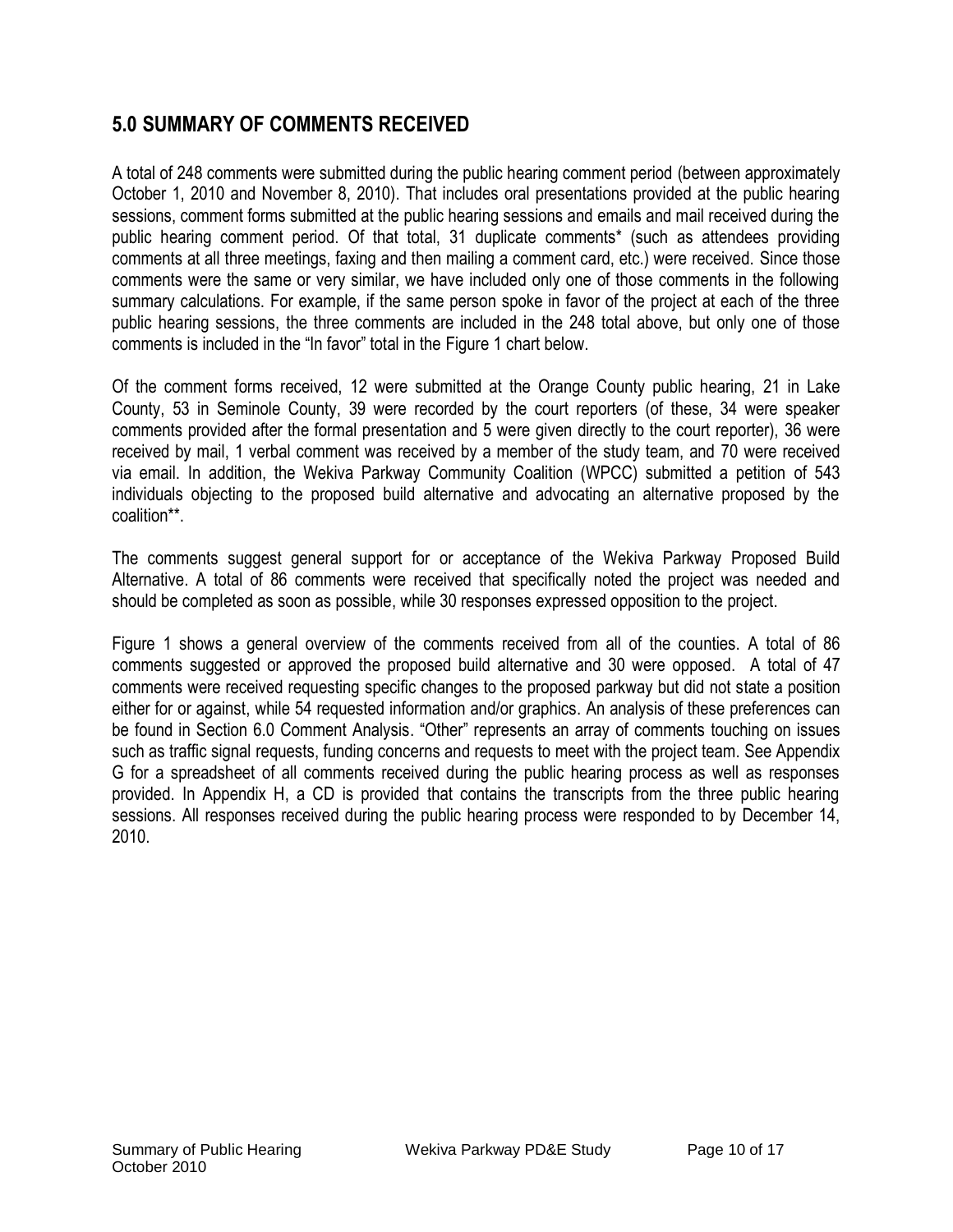## 5.0 SUMMARY OF COMMENTS RECEIVED

A total of 248 comments were submitted during the public hearing comment period (between approximately October 1, 2010 and November 8, 2010). That includes oral presentations provided at the public hearing sessions, comment forms submitted at the public hearing sessions and emails and mail received during the public hearing comment period. Of that total, 31 duplicate comments* (such as attendees providing comments at all three meetings, faxing and then mailing a comment card, etc.) were received. Since those comments were the same or very similar, we have included only one of those comments in the following summary calculations. For example, if the same person spoke in favor of the project at each of the three public hearing sessions, the three comments are included in the 248 total above, but only one of those comments is included in the "In favor" total in the Figure 1 chart below.

Of the comment forms received, 12 were submitted at the Orange County public hearing, 21 in Lake County, 53 in Seminole County, 39 were recorded by the court reporters (of these, 34 were speaker comments provided after the formal presentation and 5 were given directly to the court reporter), 36 were received by mail, 1 verbal comment was received by a member of the study team, and 70 were received via email. In addition, the Wekiva Parkway Community Coalition (WPCC) submitted a petition of 543 individuals objecting to the proposed build alternative and advocating an alternative proposed by the coalition**.

The comments suggest general support for or acceptance of the Wekiva Parkway Proposed Build Alternative. A total of 86 comments were received that specifically noted the project was needed and should be completed as soon as possible, while 30 responses expressed opposition to the project.

Figure 1 shows a general overview of the comments received from all of the counties. A total of 86 comments suggested or approved the proposed build alternative and 30 were opposed. A total of 47 comments were received requesting specific changes to the proposed parkway but did not state a position either for or against, while 54 requested information and/or graphics. An analysis of these preferences can be found in Section 6.0 Comment Analysis. "Other" represents an array of comments touching on issues such as traffic signal requests, funding concerns and requests to meet with the project team. See Appendix G for a spreadsheet of all comments received during the public hearing process as well as responses provided. In Appendix H, a CD is provided that contains the transcripts from the three public hearing sessions. All responses received during the public hearing process were responded to by December 14, 2010.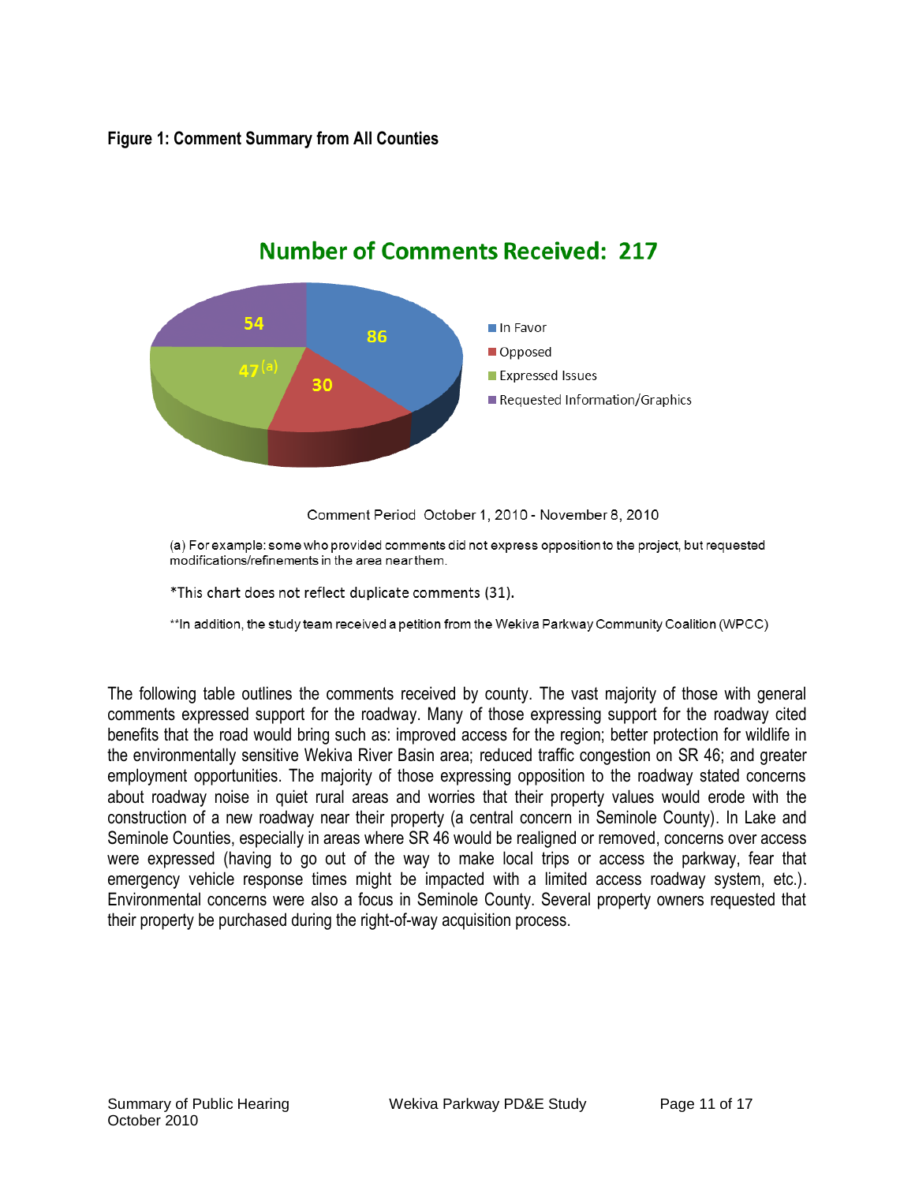**Figure 1: Comment Summary from All Counties**

**Number of Comments Received: 217**

| Category | Number |
|---|---|
| In Favor | 86 |
| Opposed | 30 |
| Expressed Issues | 47 (a) |
| Requested Information/Graphics | 54 |

Comment Period October 1, 2010 - November 8, 2010

(a) For example: some who provided comments did not express opposition to the project, but requested modifications/refinements in the area near them.

*This chart does not reflect duplicate comments (31).

**In addition, the study team received a petition from the Wekiva Parkway Community Coalition (WPCC)

The following table outlines the comments received by county. The vast majority of those with general comments expressed support for the roadway. Many of those expressing support for the roadway cited benefits that the road would bring such as: improved access for the region; better protection for wildlife in the environmentally sensitive Wekiva River Basin area; reduced traffic congestion on SR 46; and greater employment opportunities. The majority of those expressing opposition to the roadway stated concerns about roadway noise in quiet rural areas and worries that their property values would erode with the construction of a new roadway near their property (a central concern in Seminole County). In Lake and Seminole Counties, especially in areas where SR 46 would be realigned or removed, concerns over access were expressed (having to go out of the way to make local trips or access the parkway, fear that emergency vehicle response times might be impacted with a limited access roadway system, etc.). Environmental concerns were also a focus in Seminole County. Several property owners requested that their property be purchased during the right-of-way acquisition process.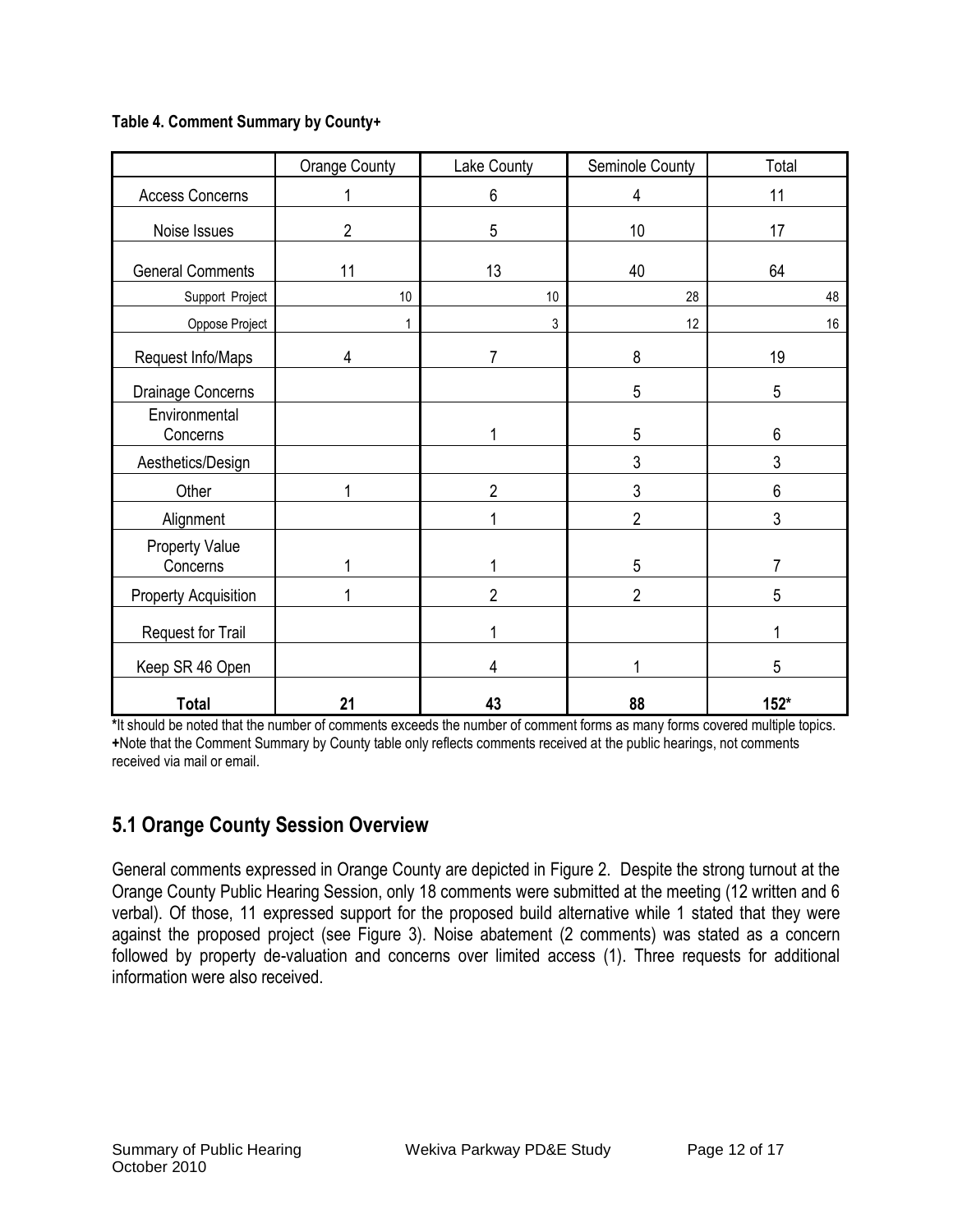**Table 4. Comment Summary by County+**

| | Orange County | Lake County | Seminole County | Total |
|---|---|---|---|---|
| Access Concerns | 1 | 6 | 4 | 11 |
| Noise Issues | 2 | 5 | 10 | 17 |
| General Comments | 11 | 13 | 40 | 64 |
| Support Project | 10 | 10 | 28 | 48 |
| Oppose Project | 1 | 3 | 12 | 16 |
| Request Info/Maps | 4 | 7 | 8 | 19 |
| Drainage Concerns | | | 5 | 5 |
| Environmental Concerns | | 1 | 5 | 6 |
| Aesthetics/Design | | | 3 | 3 |
| Other | 1 | 2 | 3 | 6 |
| Alignment | | 1 | 2 | 3 |
| Property Value Concerns | 1 | 1 | 5 | 7 |
| Property Acquisition | 1 | 2 | 2 | 5 |
| Request for Trail | | 1 | | 1 |
| Keep SR 46 Open | | 4 | 1 | 5 |
| **Total** | **21** | **43** | **88** | **152*** |

***It should be noted that the number of comments exceeds the number of comment forms as many forms covered multiple topics.
**+**Note that the Comment Summary by County table only reflects comments received at the public hearings, not comments received via mail or email.

## 5.1 Orange County Session Overview

General comments expressed in Orange County are depicted in Figure 2. Despite the strong turnout at the Orange County Public Hearing Session, only 18 comments were submitted at the meeting (12 written and 6 verbal). Of those, 11 expressed support for the proposed build alternative while 1 stated that they were against the proposed project (see Figure 3). Noise abatement (2 comments) was stated as a concern followed by property de-valuation and concerns over limited access (1). Three requests for additional information were also received.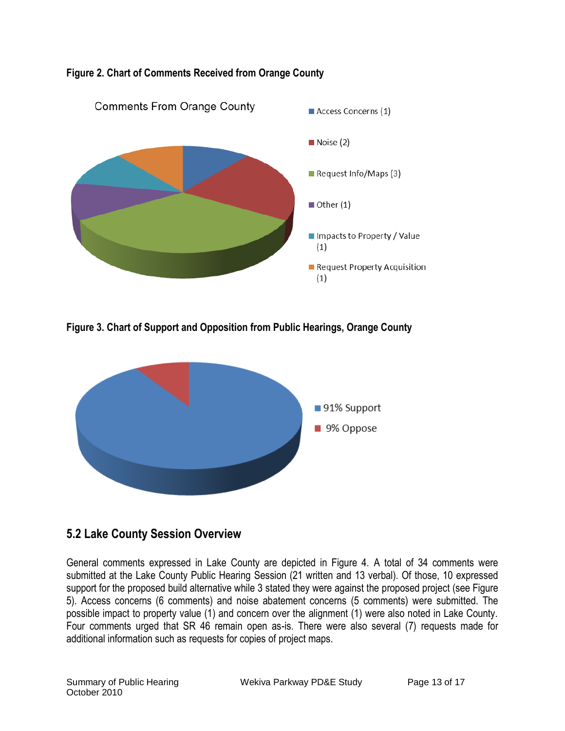**Figure 2. Chart of Comments Received from Orange County**

Comments From Orange County

- Access Concerns (1)
- Noise (2)
- Request Info/Maps (3)
- Other (1)
- Impacts to Property / Value (1)
- Request Property Acquisition (1)

**Figure 3. Chart of Support and Opposition from Public Hearings, Orange County**

- 91% Support
- 9% Oppose

## 5.2 Lake County Session Overview

General comments expressed in Lake County are depicted in Figure 4. A total of 34 comments were submitted at the Lake County Public Hearing Session (21 written and 13 verbal). Of those, 10 expressed support for the proposed build alternative while 3 stated they were against the proposed project (see Figure 5). Access concerns (6 comments) and noise abatement concerns (5 comments) were submitted. The possible impact to property value (1) and concern over the alignment (1) were also noted in Lake County. Four comments urged that SR 46 remain open as-is. There were also several (7) requests made for additional information such as requests for copies of project maps.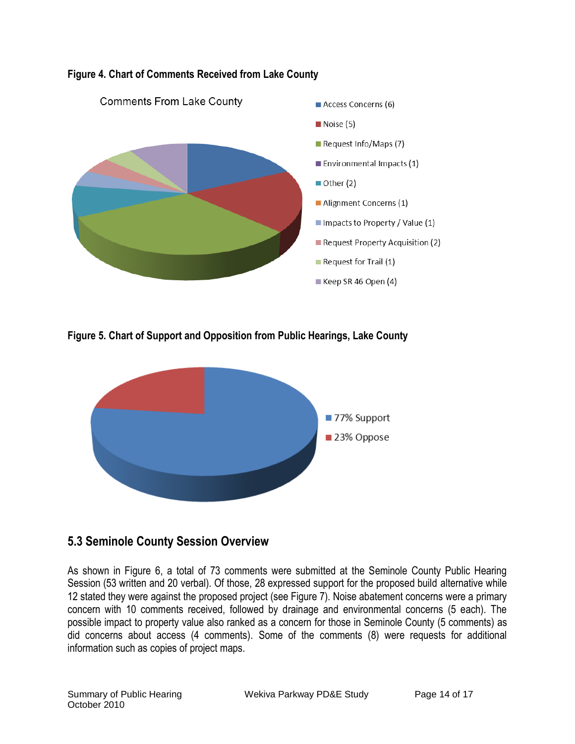**Figure 4. Chart of Comments Received from Lake County**

Comments From Lake County

- Access Concerns (6)
- Noise (5)
- Request Info/Maps (7)
- Environmental Impacts (1)
- Other (2)
- Alignment Concerns (1)
- Impacts to Property / Value (1)
- Request Property Acquisition (2)
- Request for Trail (1)
- Keep SR 46 Open (4)

**Figure 5. Chart of Support and Opposition from Public Hearings, Lake County**

- 77% Support
- 23% Oppose

## 5.3 Seminole County Session Overview

As shown in Figure 6, a total of 73 comments were submitted at the Seminole County Public Hearing Session (53 written and 20 verbal). Of those, 28 expressed support for the proposed build alternative while 12 stated they were against the proposed project (see Figure 7). Noise abatement concerns were a primary concern with 10 comments received, followed by drainage and environmental concerns (5 each). The possible impact to property value also ranked as a concern for those in Seminole County (5 comments) as did concerns about access (4 comments). Some of the comments (8) were requests for additional information such as copies of project maps.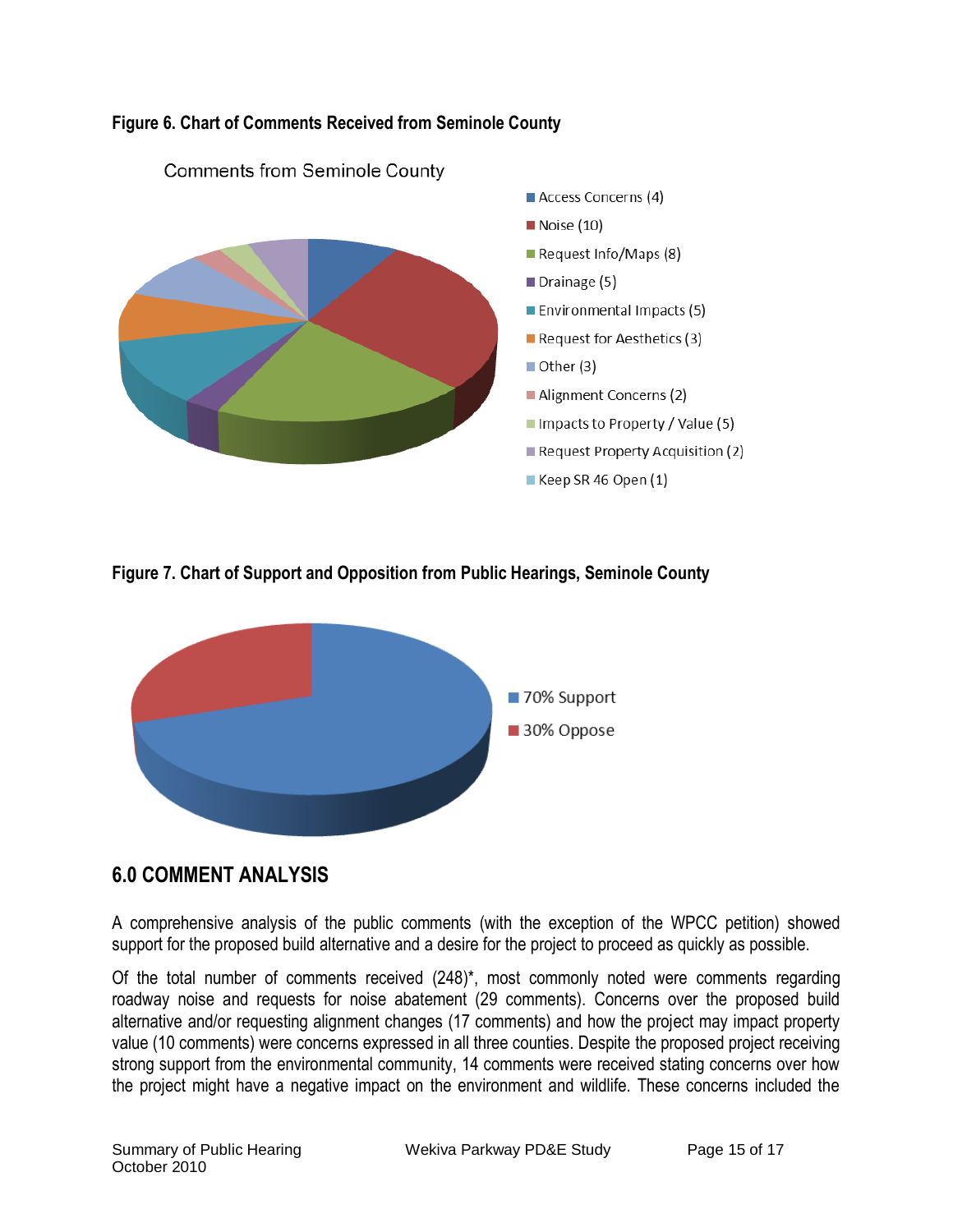**Figure 6. Chart of Comments Received from Seminole County**

Comments from Seminole County

- Access Concerns (4)
- Noise (10)
- Request Info/Maps (8)
- Drainage (5)
- Environmental Impacts (5)
- Request for Aesthetics (3)
- Other (3)
- Alignment Concerns (2)
- Impacts to Property / Value (5)
- Request Property Acquisition (2)
- Keep SR 46 Open (1)

**Figure 7. Chart of Support and Opposition from Public Hearings, Seminole County**

- 70% Support
- 30% Oppose

## 6.0 COMMENT ANALYSIS

A comprehensive analysis of the public comments (with the exception of the WPCC petition) showed support for the proposed build alternative and a desire for the project to proceed as quickly as possible.

Of the total number of comments received (248)*, most commonly noted were comments regarding roadway noise and requests for noise abatement (29 comments). Concerns over the proposed build alternative and/or requesting alignment changes (17 comments) and how the project may impact property value (10 comments) were concerns expressed in all three counties. Despite the proposed project receiving strong support from the environmental community, 14 comments were received stating concerns over how the project might have a negative impact on the environment and wildlife. These concerns included the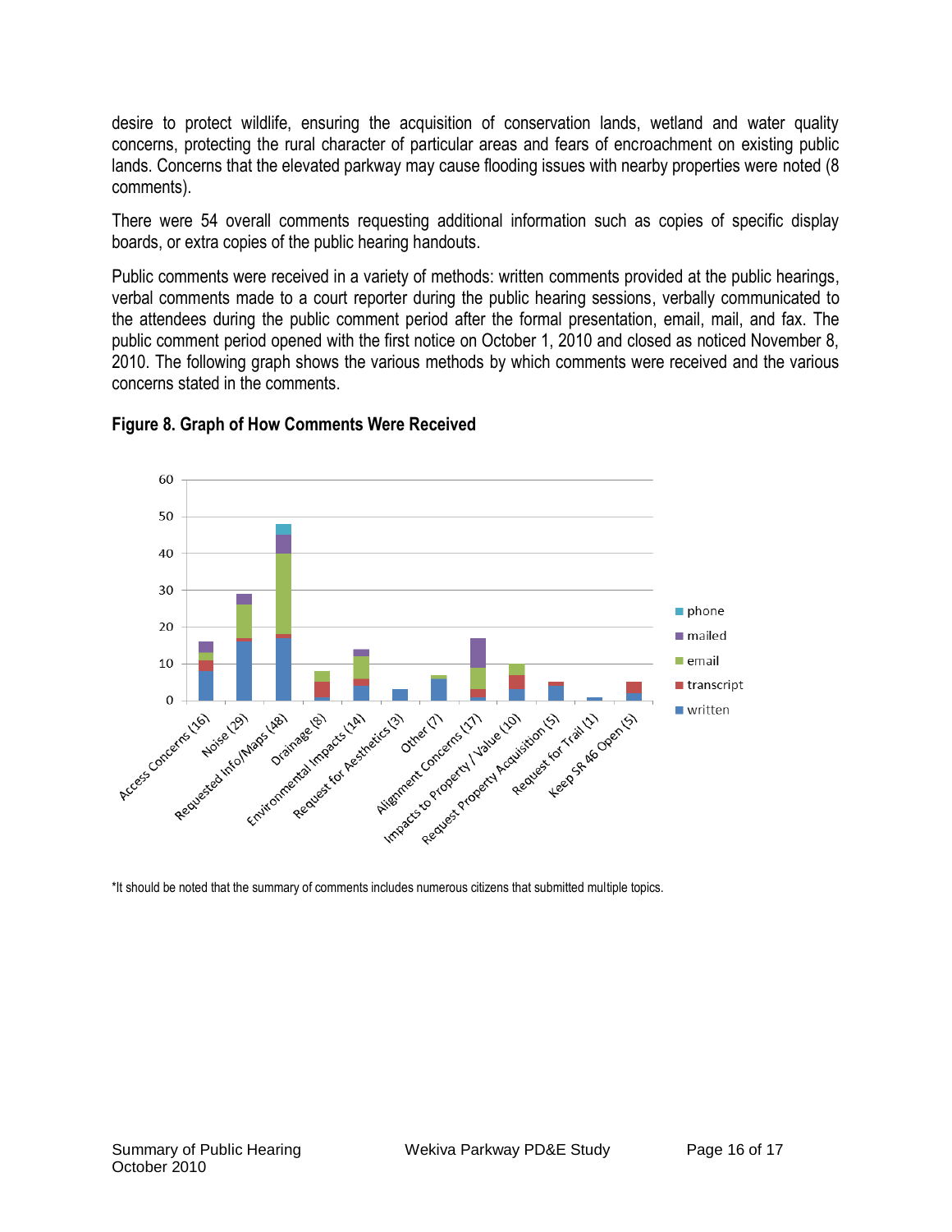desire to protect wildlife, ensuring the acquisition of conservation lands, wetland and water quality concerns, protecting the rural character of particular areas and fears of encroachment on existing public lands. Concerns that the elevated parkway may cause flooding issues with nearby properties were noted (8 comments).

There were 54 overall comments requesting additional information such as copies of specific display boards, or extra copies of the public hearing handouts.

Public comments were received in a variety of methods: written comments provided at the public hearings, verbal comments made to a court reporter during the public hearing sessions, verbally communicated to the attendees during the public comment period after the formal presentation, email, mail, and fax. The public comment period opened with the first notice on October 1, 2010 and closed as noticed November 8, 2010. The following graph shows the various methods by which comments were received and the various concerns stated in the comments.

**Figure 8. Graph of How Comments Were Received**

*It should be noted that the summary of comments includes numerous citizens that submitted multiple topics.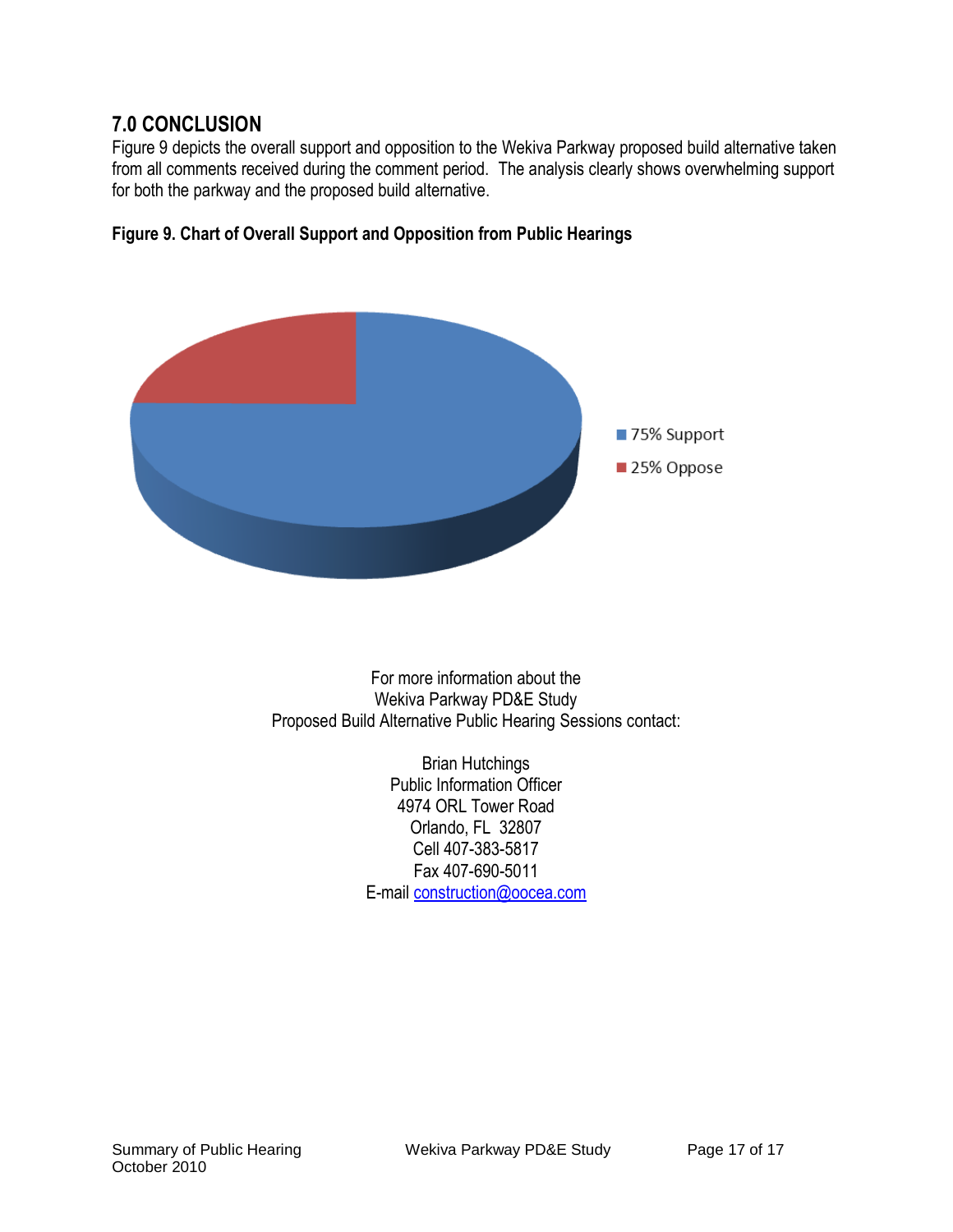## 7.0 CONCLUSION

Figure 9 depicts the overall support and opposition to the Wekiva Parkway proposed build alternative taken from all comments received during the comment period. The analysis clearly shows overwhelming support for both the parkway and the proposed build alternative.

**Figure 9. Chart of Overall Support and Opposition from Public Hearings**

75% Support

25% Oppose

For more information about the
Wekiva Parkway PD&E Study
Proposed Build Alternative Public Hearing Sessions contact:

Brian Hutchings
Public Information Officer
4974 ORL Tower Road
Orlando, FL 32807
Cell 407-383-5817
Fax 407-690-5011
E-mail construction@oocea.com